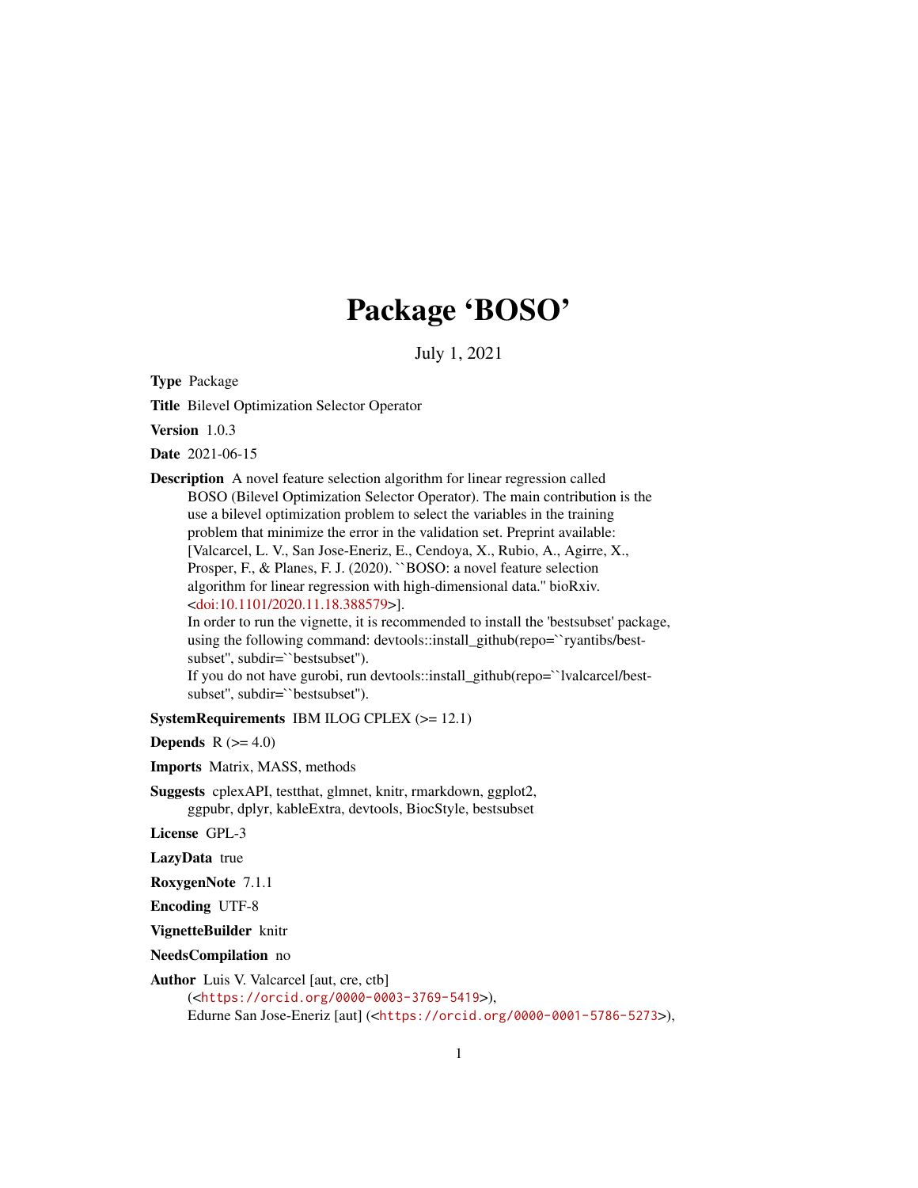# Package 'BOSO'

July 1, 2021

**Type** Package

**Title** Bilevel Optimization Selector Operator

**Version** 1.0.3

**Date** 2021-06-15

**Description** A novel feature selection algorithm for linear regression called BOSO (Bilevel Optimization Selector Operator). The main contribution is the use a bilevel optimization problem to select the variables in the training problem that minimize the error in the validation set. Preprint available: [Valcarcel, L. V., San Jose-Eneriz, E., Cendoya, X., Rubio, A., Agirre, X., Prosper, F., & Planes, F. J. (2020). ``BOSO: a novel feature selection algorithm for linear regression with high-dimensional data.'' bioRxiv. <doi:10.1101/2020.11.18.388579>].
In order to run the vignette, it is recommended to install the 'bestsubset' package, using the following command: devtools::install_github(repo=``ryantibs/best-subset'', subdir=``bestsubset'').
If you do not have gurobi, run devtools::install_github(repo=``lvalcarcel/best-subset'', subdir=``bestsubset'').

**SystemRequirements** IBM ILOG CPLEX (>= 12.1)

**Depends** R (>= 4.0)

**Imports** Matrix, MASS, methods

**Suggests** cplexAPI, testthat, glmnet, knitr, rmarkdown, ggplot2, ggpubr, dplyr, kableExtra, devtools, BiocStyle, bestsubset

**License** GPL-3

**LazyData** true

**RoxygenNote** 7.1.1

**Encoding** UTF-8

**VignetteBuilder** knitr

**NeedsCompilation** no

**Author** Luis V. Valcarcel [aut, cre, ctb] (<https://orcid.org/0000-0003-3769-5419>), Edurne San Jose-Eneriz [aut] (<https://orcid.org/0000-0001-5786-5273>),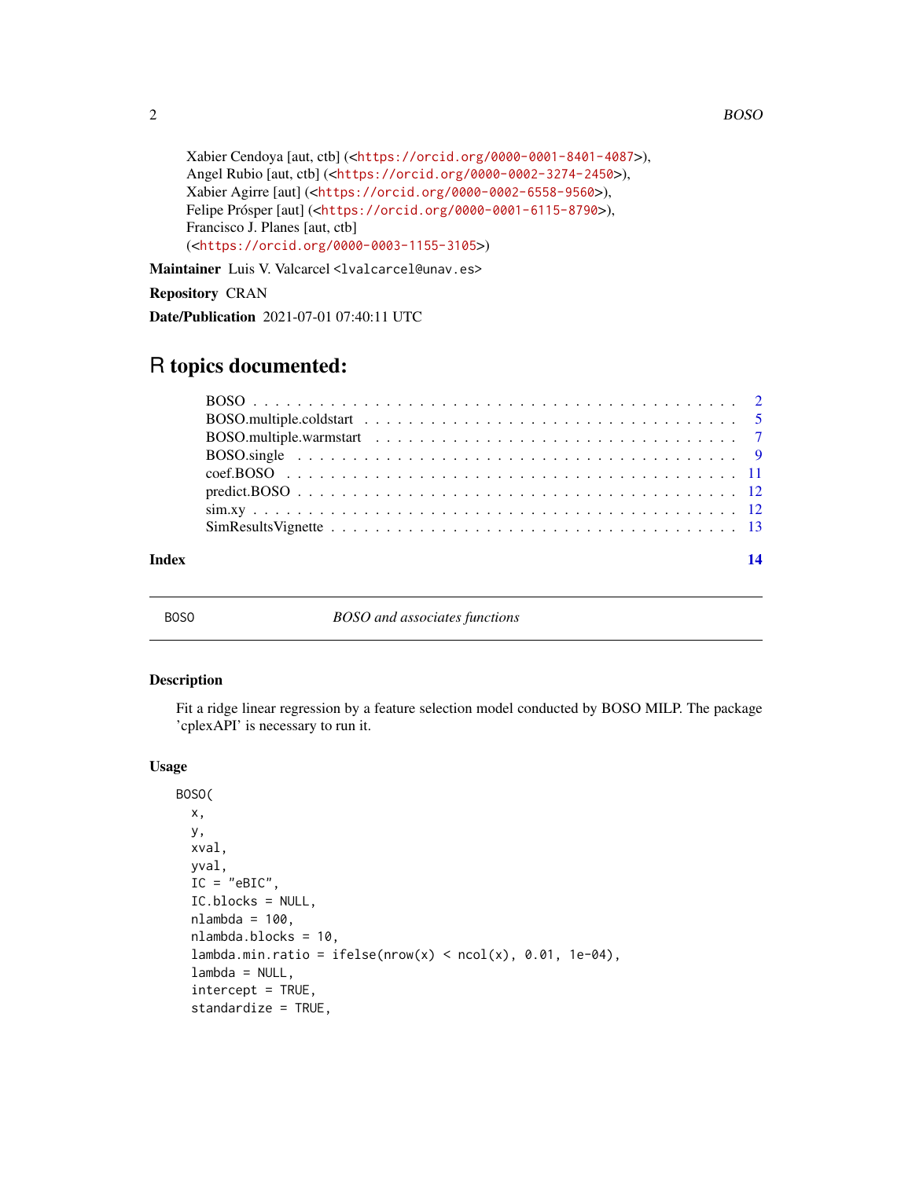Xabier Cendoya [aut, ctb] (<https://orcid.org/0000-0001-8401-4087>),
Angel Rubio [aut, ctb] (<https://orcid.org/0000-0002-3274-2450>),
Xabier Agirre [aut] (<https://orcid.org/0000-0002-6558-9560>),
Felipe Prósper [aut] (<https://orcid.org/0000-0001-6115-8790>),
Francisco J. Planes [aut, ctb]
(<https://orcid.org/0000-0003-1155-3105>)

**Maintainer** Luis V. Valcarcel <lvalcarcel@unav.es>

**Repository** CRAN

**Date/Publication** 2021-07-01 07:40:11 UTC

# R topics documented:

- BOSO . . . 2
- BOSO.multiple.coldstart . . . 5
- BOSO.multiple.warmstart . . . 7
- BOSO.single . . . 9
- coef.BOSO . . . 11
- predict.BOSO . . . 12
- sim.xy . . . 12
- SimResultsVignette . . . 13

**Index** 14

---

## BOSO — *BOSO and associates functions*

### Description

Fit a ridge linear regression by a feature selection model conducted by BOSO MILP. The package 'cplexAPI' is necessary to run it.

### Usage

```
BOSO(
  x,
  y,
  xval,
  yval,
  IC = "eBIC",
  IC.blocks = NULL,
  nlambda = 100,
  nlambda.blocks = 10,
  lambda.min.ratio = ifelse(nrow(x) < ncol(x), 0.01, 1e-04),
  lambda = NULL,
  intercept = TRUE,
  standardize = TRUE,
```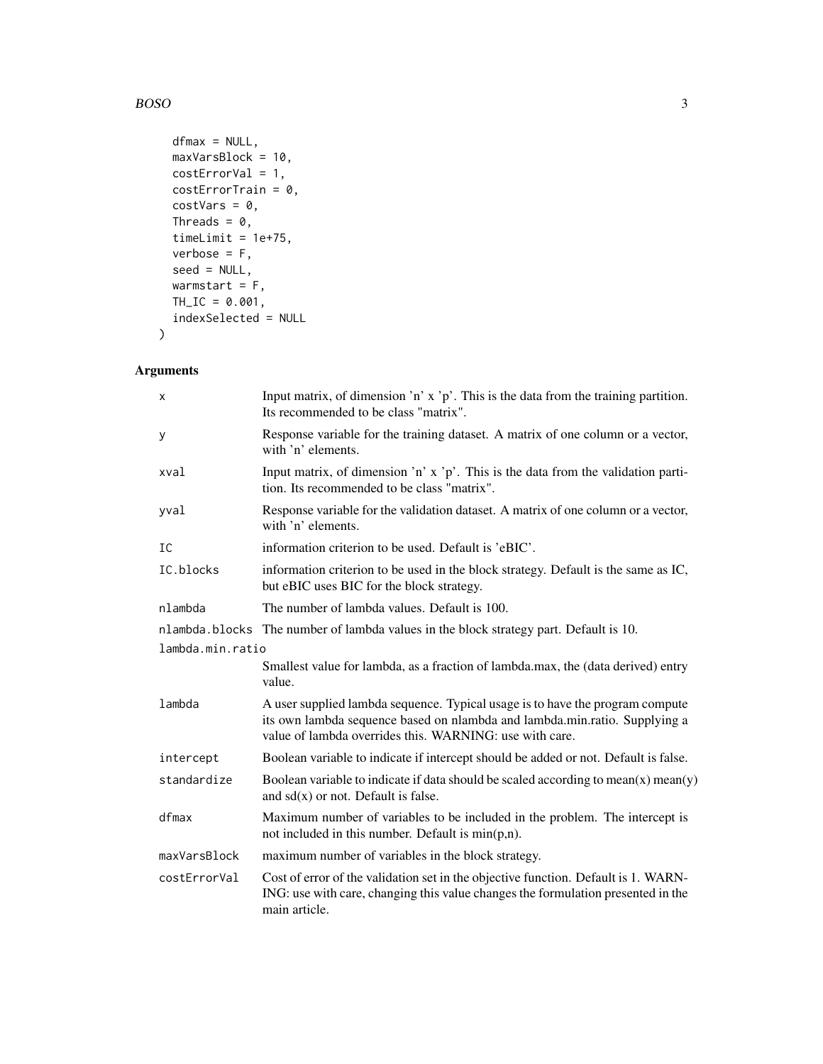```
  dfmax = NULL,
  maxVarsBlock = 10,
  costErrorVal = 1,
  costErrorTrain = 0,
  costVars = 0,
  Threads = 0,
  timeLimit = 1e+75,
  verbose = F,
  seed = NULL,
  warmstart = F,
  TH_IC = 0.001,
  indexSelected = NULL
)
```

## Arguments

| | |
|---|---|
| x | Input matrix, of dimension 'n' x 'p'. This is the data from the training partition. Its recommended to be class "matrix". |
| y | Response variable for the training dataset. A matrix of one column or a vector, with 'n' elements. |
| xval | Input matrix, of dimension 'n' x 'p'. This is the data from the validation partition. Its recommended to be class "matrix". |
| yval | Response variable for the validation dataset. A matrix of one column or a vector, with 'n' elements. |
| IC | information criterion to be used. Default is 'eBIC'. |
| IC.blocks | information criterion to be used in the block strategy. Default is the same as IC, but eBIC uses BIC for the block strategy. |
| nlambda | The number of lambda values. Default is 100. |
| nlambda.blocks | The number of lambda values in the block strategy part. Default is 10. |
| lambda.min.ratio | Smallest value for lambda, as a fraction of lambda.max, the (data derived) entry value. |
| lambda | A user supplied lambda sequence. Typical usage is to have the program compute its own lambda sequence based on nlambda and lambda.min.ratio. Supplying a value of lambda overrides this. WARNING: use with care. |
| intercept | Boolean variable to indicate if intercept should be added or not. Default is false. |
| standardize | Boolean variable to indicate if data should be scaled according to mean(x) mean(y) and sd(x) or not. Default is false. |
| dfmax | Maximum number of variables to be included in the problem. The intercept is not included in this number. Default is min(p,n). |
| maxVarsBlock | maximum number of variables in the block strategy. |
| costErrorVal | Cost of error of the validation set in the objective function. Default is 1. WARNING: use with care, changing this value changes the formulation presented in the main article. |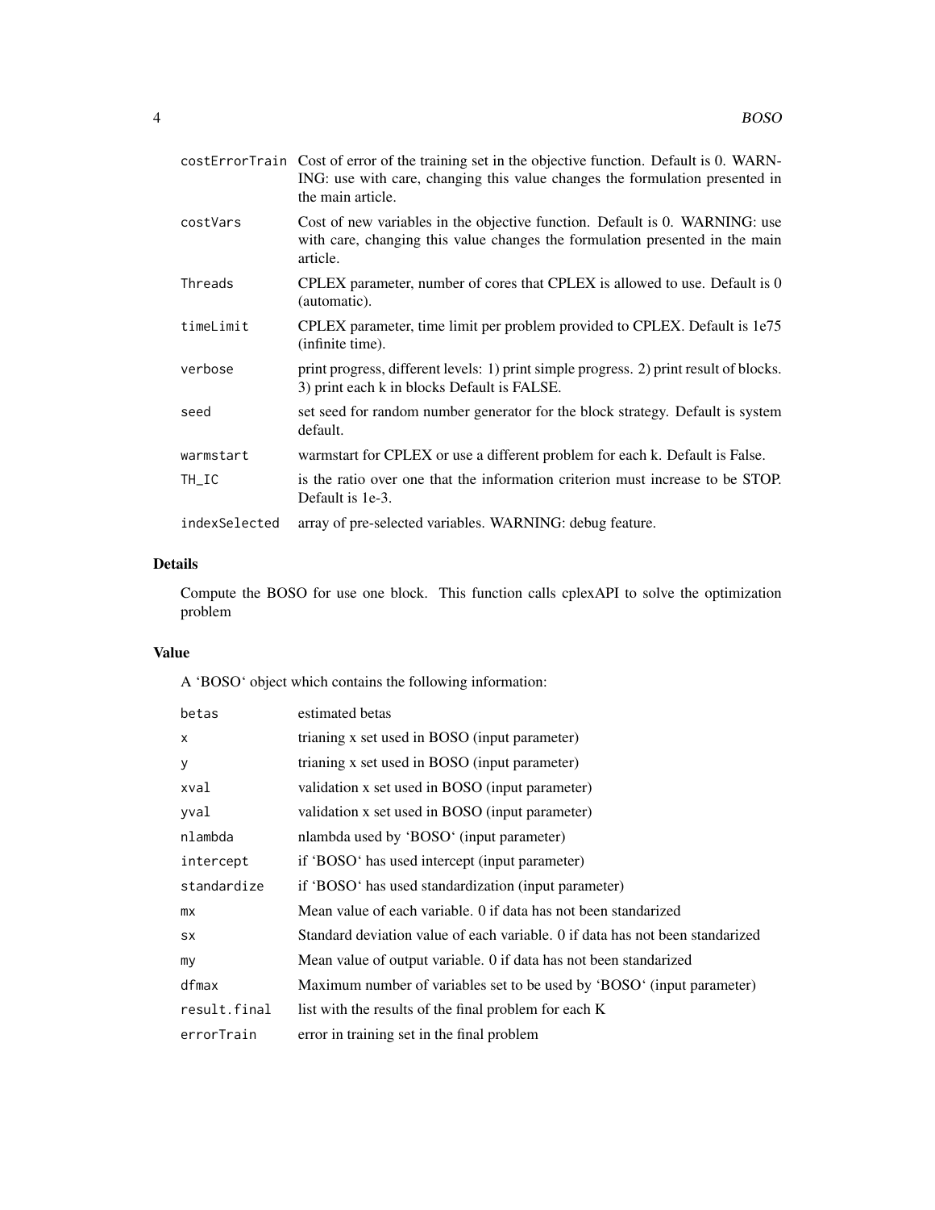| | |
|---|---|
| costErrorTrain | Cost of error of the training set in the objective function. Default is 0. WARNING: use with care, changing this value changes the formulation presented in the main article. |
| costVars | Cost of new variables in the objective function. Default is 0. WARNING: use with care, changing this value changes the formulation presented in the main article. |
| Threads | CPLEX parameter, number of cores that CPLEX is allowed to use. Default is 0 (automatic). |
| timeLimit | CPLEX parameter, time limit per problem provided to CPLEX. Default is 1e75 (infinite time). |
| verbose | print progress, different levels: 1) print simple progress. 2) print result of blocks. 3) print each k in blocks Default is FALSE. |
| seed | set seed for random number generator for the block strategy. Default is system default. |
| warmstart | warmstart for CPLEX or use a different problem for each k. Default is False. |
| TH_IC | is the ratio over one that the information criterion must increase to be STOP. Default is 1e-3. |
| indexSelected | array of pre-selected variables. WARNING: debug feature. |

## Details

Compute the BOSO for use one block. This function calls cplexAPI to solve the optimization problem

## Value

A 'BOSO' object which contains the following information:

| | |
|---|---|
| betas | estimated betas |
| x | trianing x set used in BOSO (input parameter) |
| y | trianing x set used in BOSO (input parameter) |
| xval | validation x set used in BOSO (input parameter) |
| yval | validation x set used in BOSO (input parameter) |
| nlambda | nlambda used by 'BOSO' (input parameter) |
| intercept | if 'BOSO' has used intercept (input parameter) |
| standardize | if 'BOSO' has used standardization (input parameter) |
| mx | Mean value of each variable. 0 if data has not been standarized |
| sx | Standard deviation value of each variable. 0 if data has not been standarized |
| my | Mean value of output variable. 0 if data has not been standarized |
| dfmax | Maximum number of variables set to be used by 'BOSO' (input parameter) |
| result.final | list with the results of the final problem for each K |
| errorTrain | error in training set in the final problem |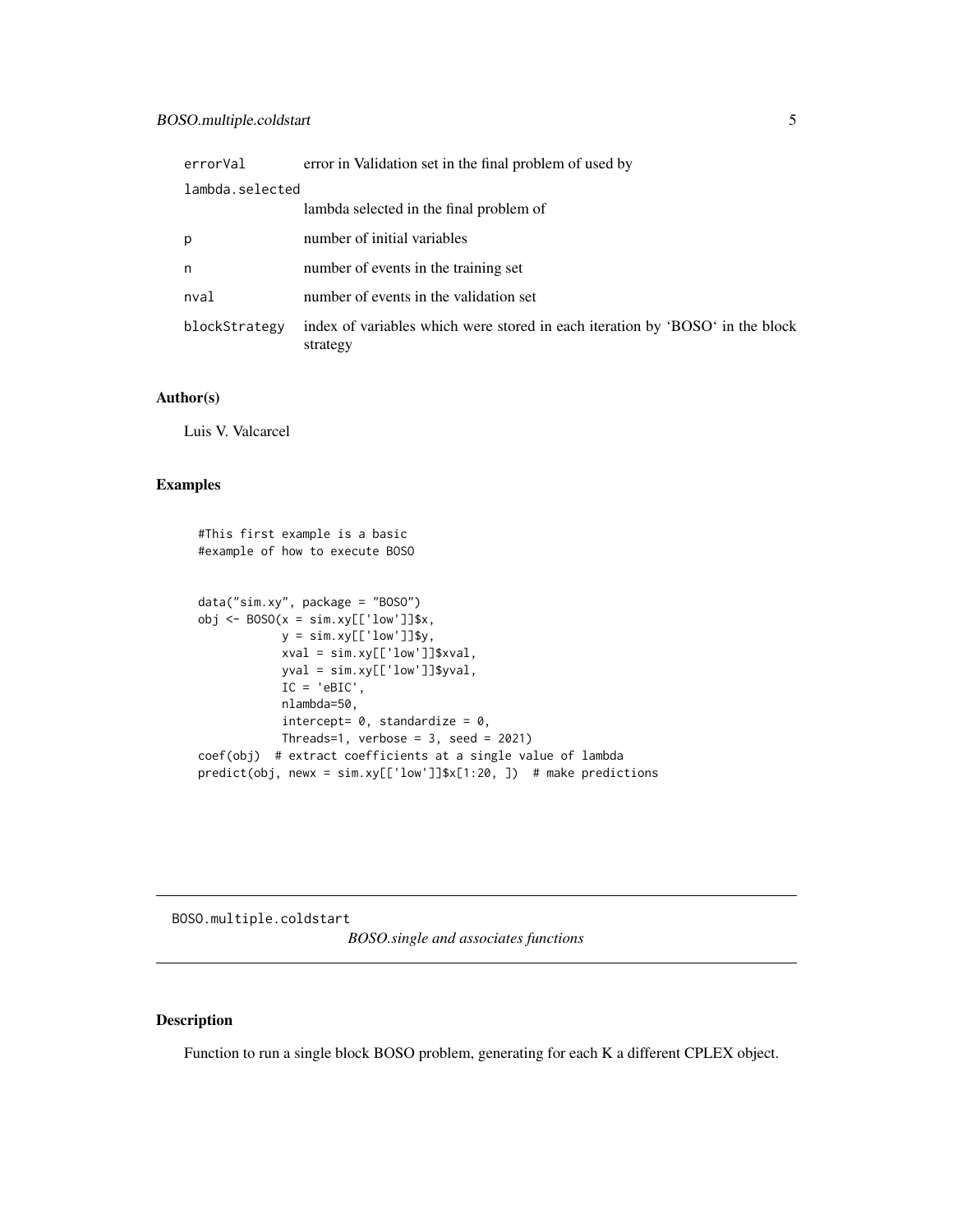| | |
|---|---|
| errorVal | error in Validation set in the final problem of used by |
| lambda.selected | lambda selected in the final problem of |
| p | number of initial variables |
| n | number of events in the training set |
| nval | number of events in the validation set |
| blockStrategy | index of variables which were stored in each iteration by 'BOSO' in the block strategy |

### Author(s)

Luis V. Valcarcel

### Examples

```
#This first example is a basic
#example of how to execute BOSO


data("sim.xy", package = "BOSO")
obj <- BOSO(x = sim.xy[['low']]$x,
            y = sim.xy[['low']]$y,
            xval = sim.xy[['low']]$xval,
            yval = sim.xy[['low']]$yval,
            IC = 'eBIC',
            nlambda=50,
            intercept= 0, standardize = 0,
            Threads=1, verbose = 3, seed = 2021)
coef(obj)  # extract coefficients at a single value of lambda
predict(obj, newx = sim.xy[['low']]$x[1:20, ])  # make predictions
```

---

## BOSO.multiple.coldstart  *BOSO.single and associates functions*

---

### Description

Function to run a single block BOSO problem, generating for each K a different CPLEX object.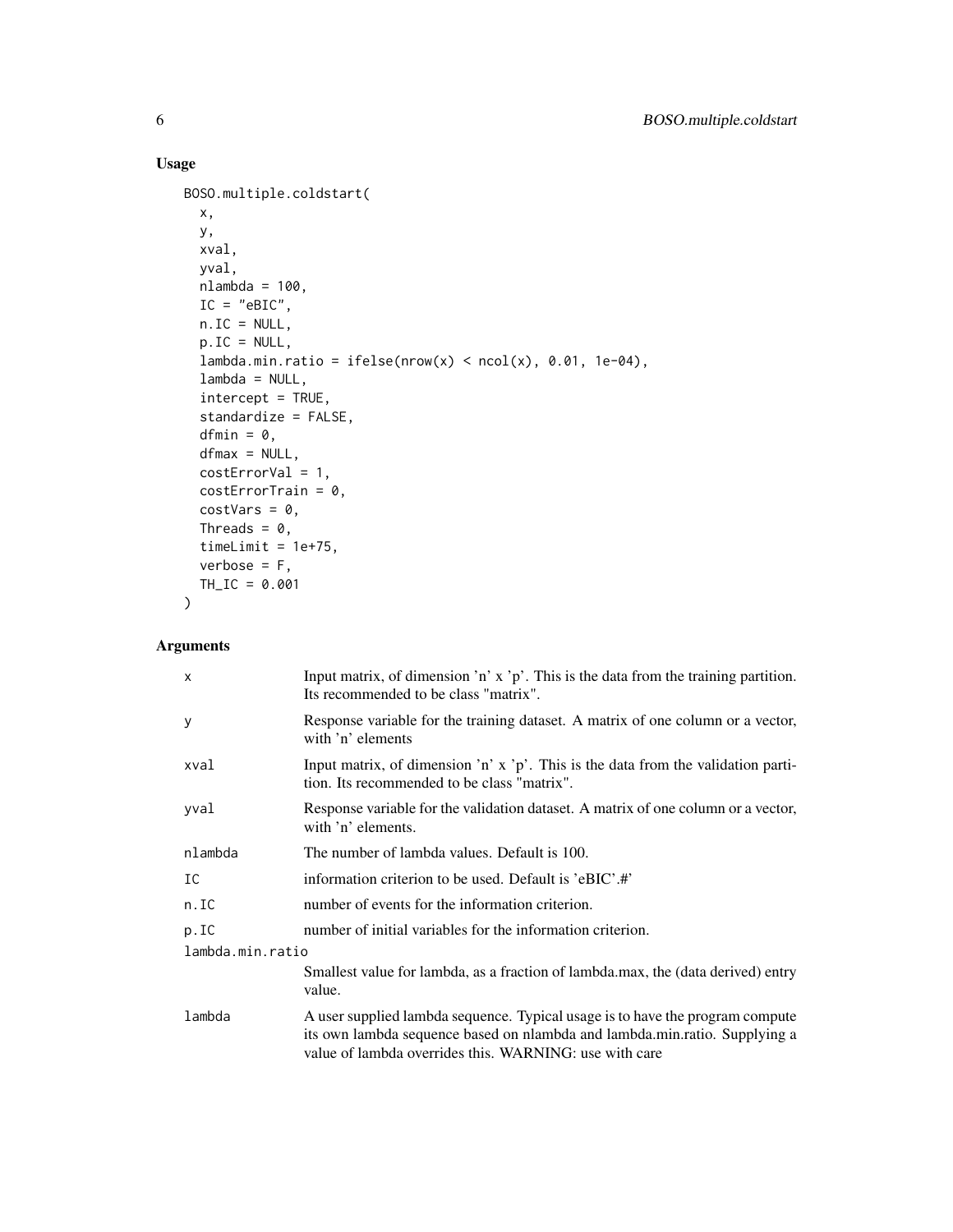## Usage

```
BOSO.multiple.coldstart(
  x,
  y,
  xval,
  yval,
  nlambda = 100,
  IC = "eBIC",
  n.IC = NULL,
  p.IC = NULL,
  lambda.min.ratio = ifelse(nrow(x) < ncol(x), 0.01, 1e-04),
  lambda = NULL,
  intercept = TRUE,
  standardize = FALSE,
  dfmin = 0,
  dfmax = NULL,
  costErrorVal = 1,
  costErrorTrain = 0,
  costVars = 0,
  Threads = 0,
  timeLimit = 1e+75,
  verbose = F,
  TH_IC = 0.001
)
```

## Arguments

| | |
|---|---|
| `x` | Input matrix, of dimension 'n' x 'p'. This is the data from the training partition. Its recommended to be class "matrix". |
| `y` | Response variable for the training dataset. A matrix of one column or a vector, with 'n' elements |
| `xval` | Input matrix, of dimension 'n' x 'p'. This is the data from the validation partition. Its recommended to be class "matrix". |
| `yval` | Response variable for the validation dataset. A matrix of one column or a vector, with 'n' elements. |
| `nlambda` | The number of lambda values. Default is 100. |
| `IC` | information criterion to be used. Default is 'eBIC'.#' |
| `n.IC` | number of events for the information criterion. |
| `p.IC` | number of initial variables for the information criterion. |
| `lambda.min.ratio` | Smallest value for lambda, as a fraction of lambda.max, the (data derived) entry value. |
| `lambda` | A user supplied lambda sequence. Typical usage is to have the program compute its own lambda sequence based on nlambda and lambda.min.ratio. Supplying a value of lambda overrides this. WARNING: use with care |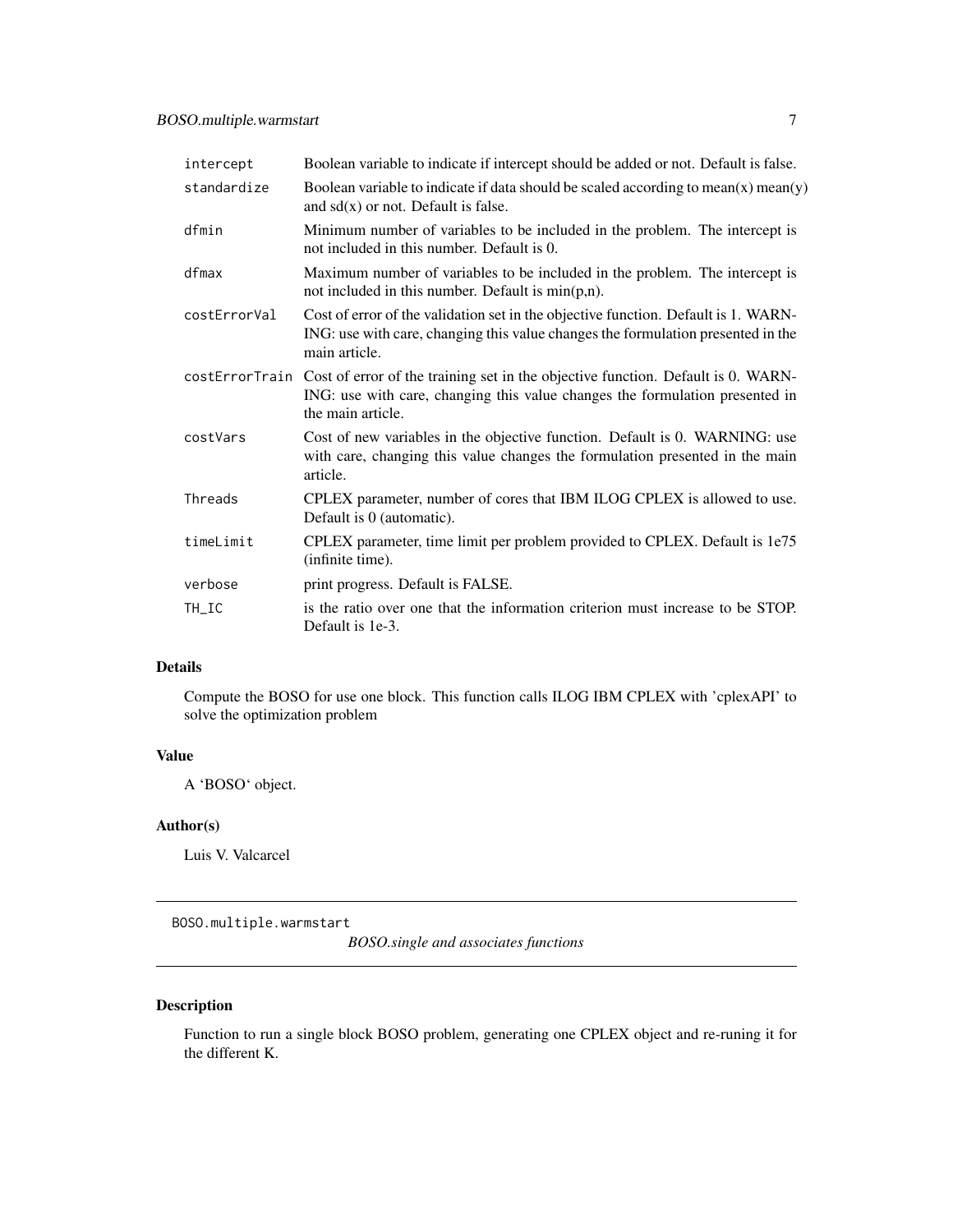| | |
|---|---|
| intercept | Boolean variable to indicate if intercept should be added or not. Default is false. |
| standardize | Boolean variable to indicate if data should be scaled according to mean(x) mean(y) and sd(x) or not. Default is false. |
| dfmin | Minimum number of variables to be included in the problem. The intercept is not included in this number. Default is 0. |
| dfmax | Maximum number of variables to be included in the problem. The intercept is not included in this number. Default is min(p,n). |
| costErrorVal | Cost of error of the validation set in the objective function. Default is 1. WARNING: use with care, changing this value changes the formulation presented in the main article. |
| costErrorTrain | Cost of error of the training set in the objective function. Default is 0. WARNING: use with care, changing this value changes the formulation presented in the main article. |
| costVars | Cost of new variables in the objective function. Default is 0. WARNING: use with care, changing this value changes the formulation presented in the main article. |
| Threads | CPLEX parameter, number of cores that IBM ILOG CPLEX is allowed to use. Default is 0 (automatic). |
| timeLimit | CPLEX parameter, time limit per problem provided to CPLEX. Default is 1e75 (infinite time). |
| verbose | print progress. Default is FALSE. |
| TH_IC | is the ratio over one that the information criterion must increase to be STOP. Default is 1e-3. |

## Details

Compute the BOSO for use one block. This function calls ILOG IBM CPLEX with 'cplexAPI' to solve the optimization problem

## Value

A 'BOSO' object.

## Author(s)

Luis V. Valcarcel

---

`BOSO.multiple.warmstart` *BOSO.single and associates functions*

---

## Description

Function to run a single block BOSO problem, generating one CPLEX object and re-runing it for the different K.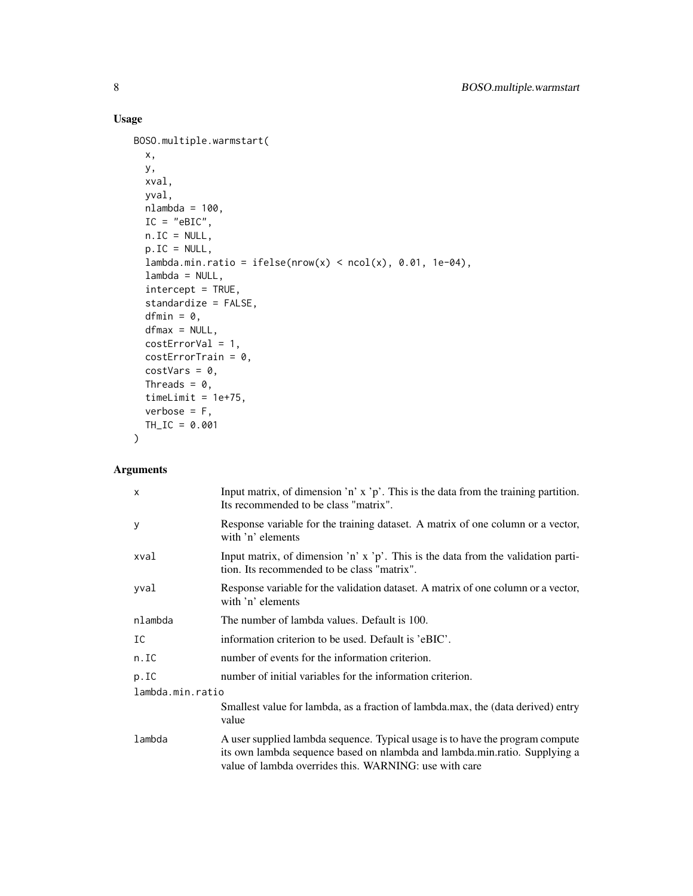## Usage

```
BOSO.multiple.warmstart(
  x,
  y,
  xval,
  yval,
  nlambda = 100,
  IC = "eBIC",
  n.IC = NULL,
  p.IC = NULL,
  lambda.min.ratio = ifelse(nrow(x) < ncol(x), 0.01, 1e-04),
  lambda = NULL,
  intercept = TRUE,
  standardize = FALSE,
  dfmin = 0,
  dfmax = NULL,
  costErrorVal = 1,
  costErrorTrain = 0,
  costVars = 0,
  Threads = 0,
  timeLimit = 1e+75,
  verbose = F,
  TH_IC = 0.001
)
```

## Arguments

| | |
|---|---|
| `x` | Input matrix, of dimension 'n' x 'p'. This is the data from the training partition. Its recommended to be class "matrix". |
| `y` | Response variable for the training dataset. A matrix of one column or a vector, with 'n' elements |
| `xval` | Input matrix, of dimension 'n' x 'p'. This is the data from the validation partition. Its recommended to be class "matrix". |
| `yval` | Response variable for the validation dataset. A matrix of one column or a vector, with 'n' elements |
| `nlambda` | The number of lambda values. Default is 100. |
| `IC` | information criterion to be used. Default is 'eBIC'. |
| `n.IC` | number of events for the information criterion. |
| `p.IC` | number of initial variables for the information criterion. |
| `lambda.min.ratio` | Smallest value for lambda, as a fraction of lambda.max, the (data derived) entry value |
| `lambda` | A user supplied lambda sequence. Typical usage is to have the program compute its own lambda sequence based on nlambda and lambda.min.ratio. Supplying a value of lambda overrides this. WARNING: use with care |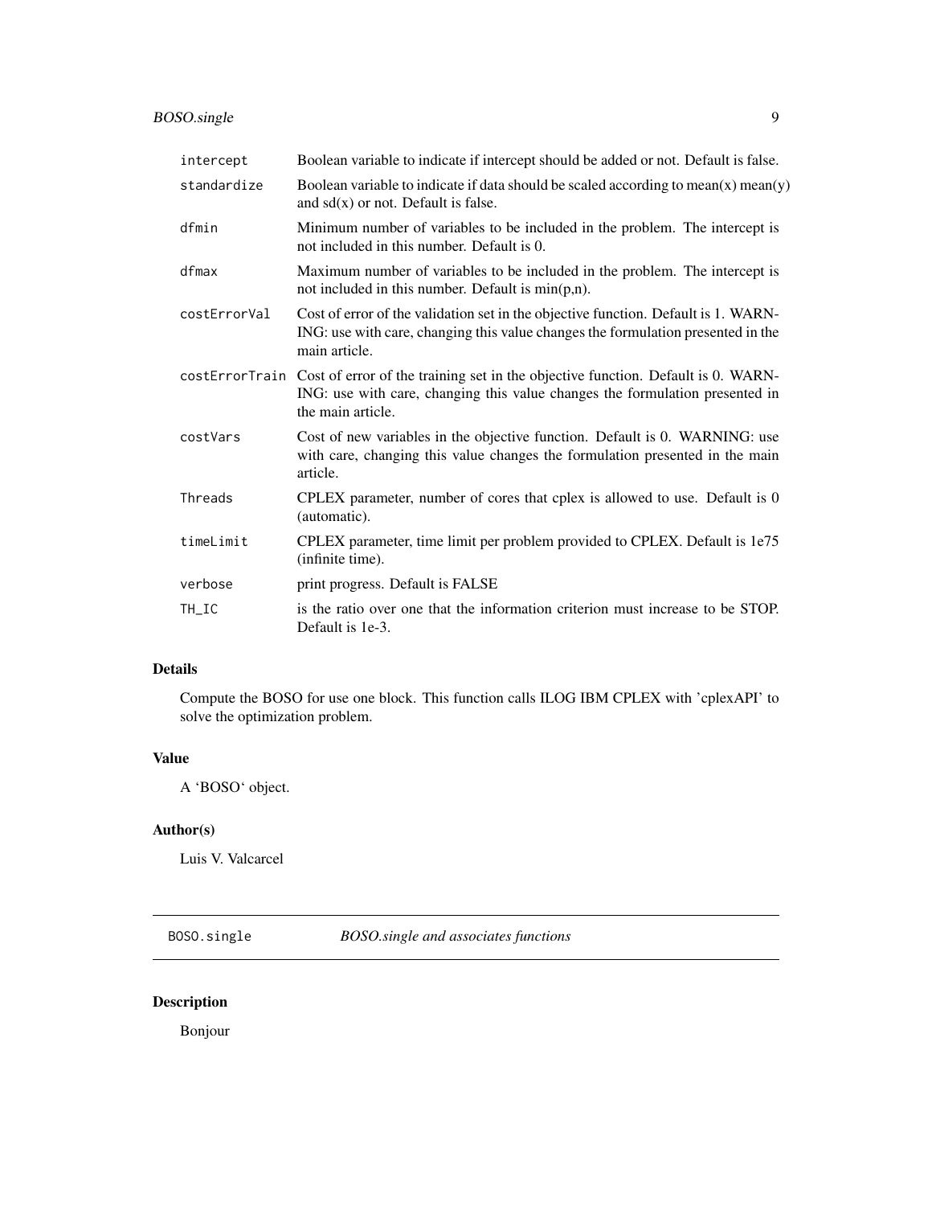| | |
|---|---|
| intercept | Boolean variable to indicate if intercept should be added or not. Default is false. |
| standardize | Boolean variable to indicate if data should be scaled according to mean(x) mean(y) and sd(x) or not. Default is false. |
| dfmin | Minimum number of variables to be included in the problem. The intercept is not included in this number. Default is 0. |
| dfmax | Maximum number of variables to be included in the problem. The intercept is not included in this number. Default is min(p,n). |
| costErrorVal | Cost of error of the validation set in the objective function. Default is 1. WARNING: use with care, changing this value changes the formulation presented in the main article. |
| costErrorTrain | Cost of error of the training set in the objective function. Default is 0. WARNING: use with care, changing this value changes the formulation presented in the main article. |
| costVars | Cost of new variables in the objective function. Default is 0. WARNING: use with care, changing this value changes the formulation presented in the main article. |
| Threads | CPLEX parameter, number of cores that cplex is allowed to use. Default is 0 (automatic). |
| timeLimit | CPLEX parameter, time limit per problem provided to CPLEX. Default is 1e75 (infinite time). |
| verbose | print progress. Default is FALSE |
| TH_IC | is the ratio over one that the information criterion must increase to be STOP. Default is 1e-3. |

## Details

Compute the BOSO for use one block. This function calls ILOG IBM CPLEX with 'cplexAPI' to solve the optimization problem.

## Value

A 'BOSO' object.

## Author(s)

Luis V. Valcarcel

---

# BOSO.single *BOSO.single and associates functions*

## Description

Bonjour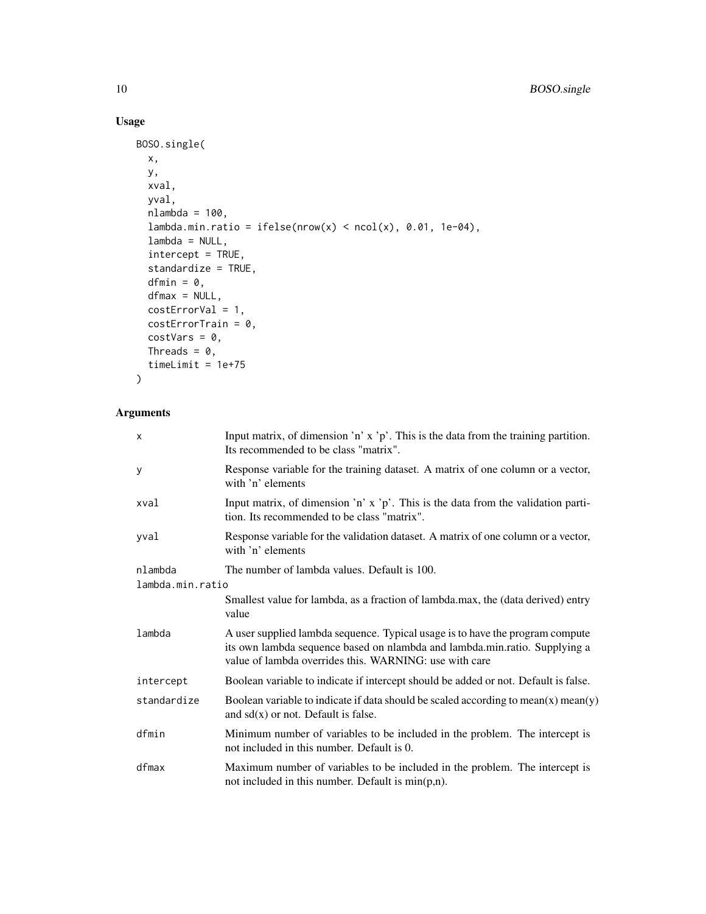## Usage

```
BOSO.single(
  x,
  y,
  xval,
  yval,
  nlambda = 100,
  lambda.min.ratio = ifelse(nrow(x) < ncol(x), 0.01, 1e-04),
  lambda = NULL,
  intercept = TRUE,
  standardize = TRUE,
  dfmin = 0,
  dfmax = NULL,
  costErrorVal = 1,
  costErrorTrain = 0,
  costVars = 0,
  Threads = 0,
  timeLimit = 1e+75
)
```

## Arguments

| Argument | Description |
| --- | --- |
| `x` | Input matrix, of dimension 'n' x 'p'. This is the data from the training partition. Its recommended to be class "matrix". |
| `y` | Response variable for the training dataset. A matrix of one column or a vector, with 'n' elements |
| `xval` | Input matrix, of dimension 'n' x 'p'. This is the data from the validation partition. Its recommended to be class "matrix". |
| `yval` | Response variable for the validation dataset. A matrix of one column or a vector, with 'n' elements |
| `nlambda` | The number of lambda values. Default is 100. |
| `lambda.min.ratio` | Smallest value for lambda, as a fraction of lambda.max, the (data derived) entry value |
| `lambda` | A user supplied lambda sequence. Typical usage is to have the program compute its own lambda sequence based on nlambda and lambda.min.ratio. Supplying a value of lambda overrides this. WARNING: use with care |
| `intercept` | Boolean variable to indicate if intercept should be added or not. Default is false. |
| `standardize` | Boolean variable to indicate if data should be scaled according to mean(x) mean(y) and sd(x) or not. Default is false. |
| `dfmin` | Minimum number of variables to be included in the problem. The intercept is not included in this number. Default is 0. |
| `dfmax` | Maximum number of variables to be included in the problem. The intercept is not included in this number. Default is min(p,n). |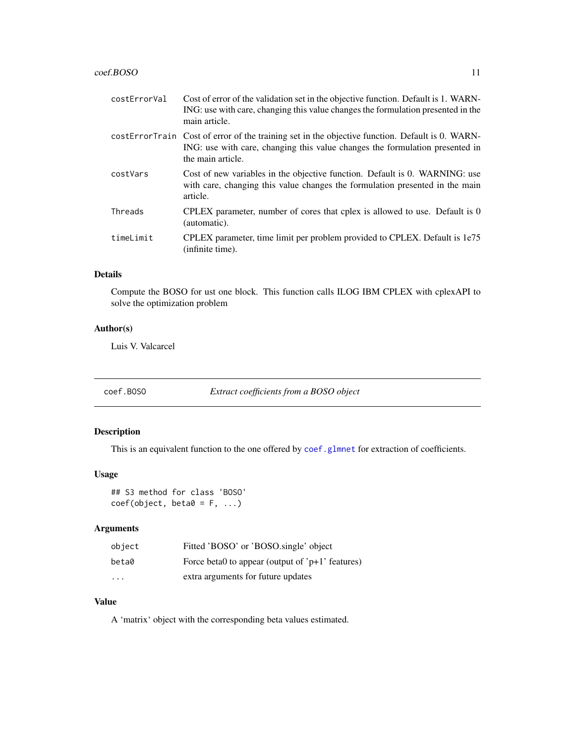| | |
|---|---|
| costErrorVal | Cost of error of the validation set in the objective function. Default is 1. WARNING: use with care, changing this value changes the formulation presented in the main article. |
| costErrorTrain | Cost of error of the training set in the objective function. Default is 0. WARNING: use with care, changing this value changes the formulation presented in the main article. |
| costVars | Cost of new variables in the objective function. Default is 0. WARNING: use with care, changing this value changes the formulation presented in the main article. |
| Threads | CPLEX parameter, number of cores that cplex is allowed to use. Default is 0 (automatic). |
| timeLimit | CPLEX parameter, time limit per problem provided to CPLEX. Default is 1e75 (infinite time). |

### Details

Compute the BOSO for ust one block. This function calls ILOG IBM CPLEX with cplexAPI to solve the optimization problem

### Author(s)

Luis V. Valcarcel

---

## coef.BOSO — *Extract coefficients from a BOSO object*

### Description

This is an equivalent function to the one offered by `coef.glmnet` for extraction of coefficients.

### Usage

```
## S3 method for class 'BOSO'
coef(object, beta0 = F, ...)
```

### Arguments

| | |
|---|---|
| object | Fitted 'BOSO' or 'BOSO.single' object |
| beta0 | Force beta0 to appear (output of 'p+1' features) |
| ... | extra arguments for future updates |

### Value

A 'matrix' object with the corresponding beta values estimated.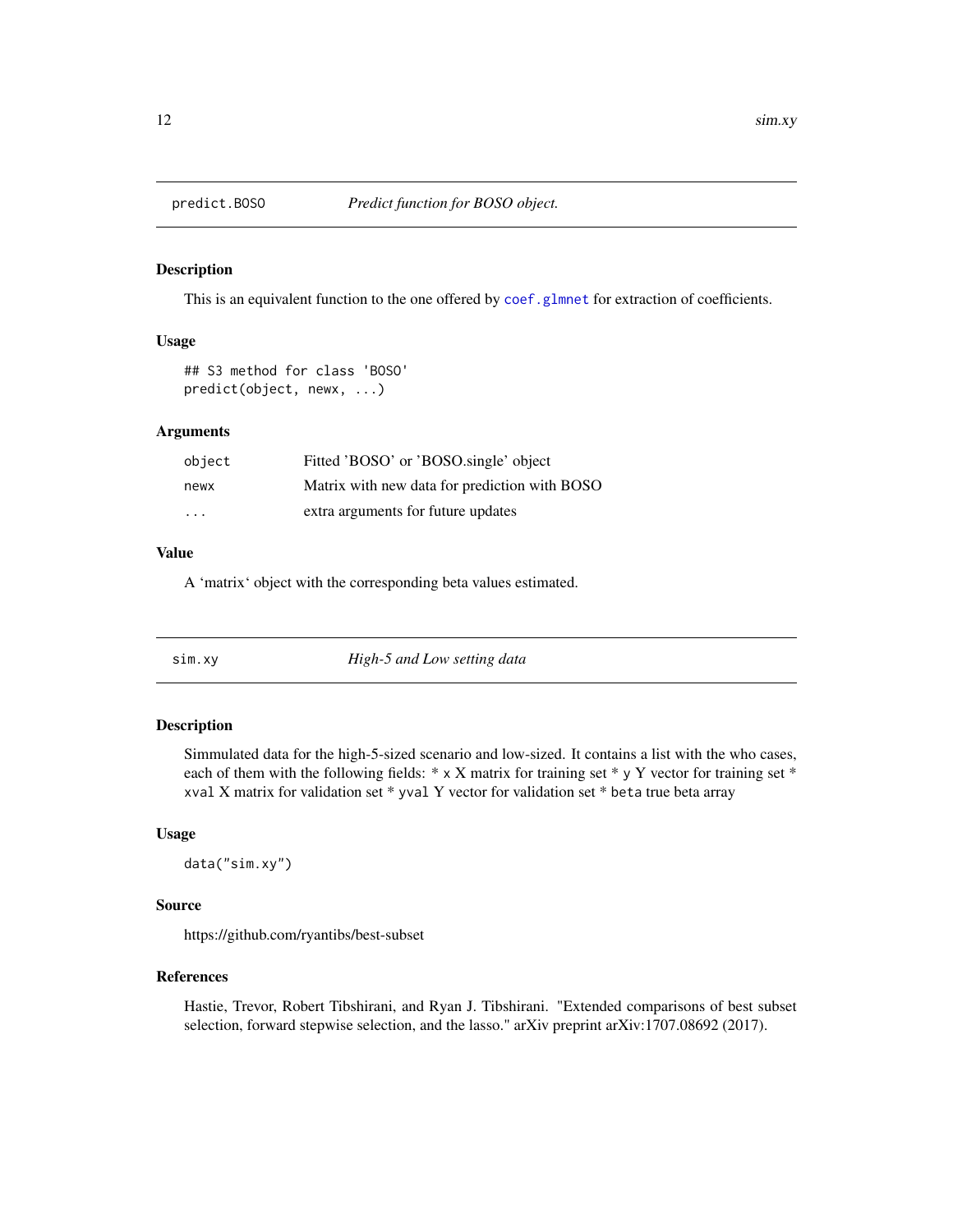## predict.BOSO &nbsp;&nbsp;&nbsp; *Predict function for BOSO object.*

### Description

This is an equivalent function to the one offered by `coef.glmnet` for extraction of coefficients.

### Usage

```
## S3 method for class 'BOSO'
predict(object, newx, ...)
```

### Arguments

| | |
|---|---|
| `object` | Fitted 'BOSO' or 'BOSO.single' object |
| `newx` | Matrix with new data for prediction with BOSO |
| `...` | extra arguments for future updates |

### Value

A 'matrix' object with the corresponding beta values estimated.

## sim.xy &nbsp;&nbsp;&nbsp; *High-5 and Low setting data*

### Description

Simmulated data for the high-5-sized scenario and low-sized. It contains a list with the who cases, each of them with the following fields: * `x` X matrix for training set * `y` Y vector for training set * `xval` X matrix for validation set * `yval` Y vector for validation set * `beta` true beta array

### Usage

```
data("sim.xy")
```

### Source

https://github.com/ryantibs/best-subset

### References

Hastie, Trevor, Robert Tibshirani, and Ryan J. Tibshirani. "Extended comparisons of best subset selection, forward stepwise selection, and the lasso." arXiv preprint arXiv:1707.08692 (2017).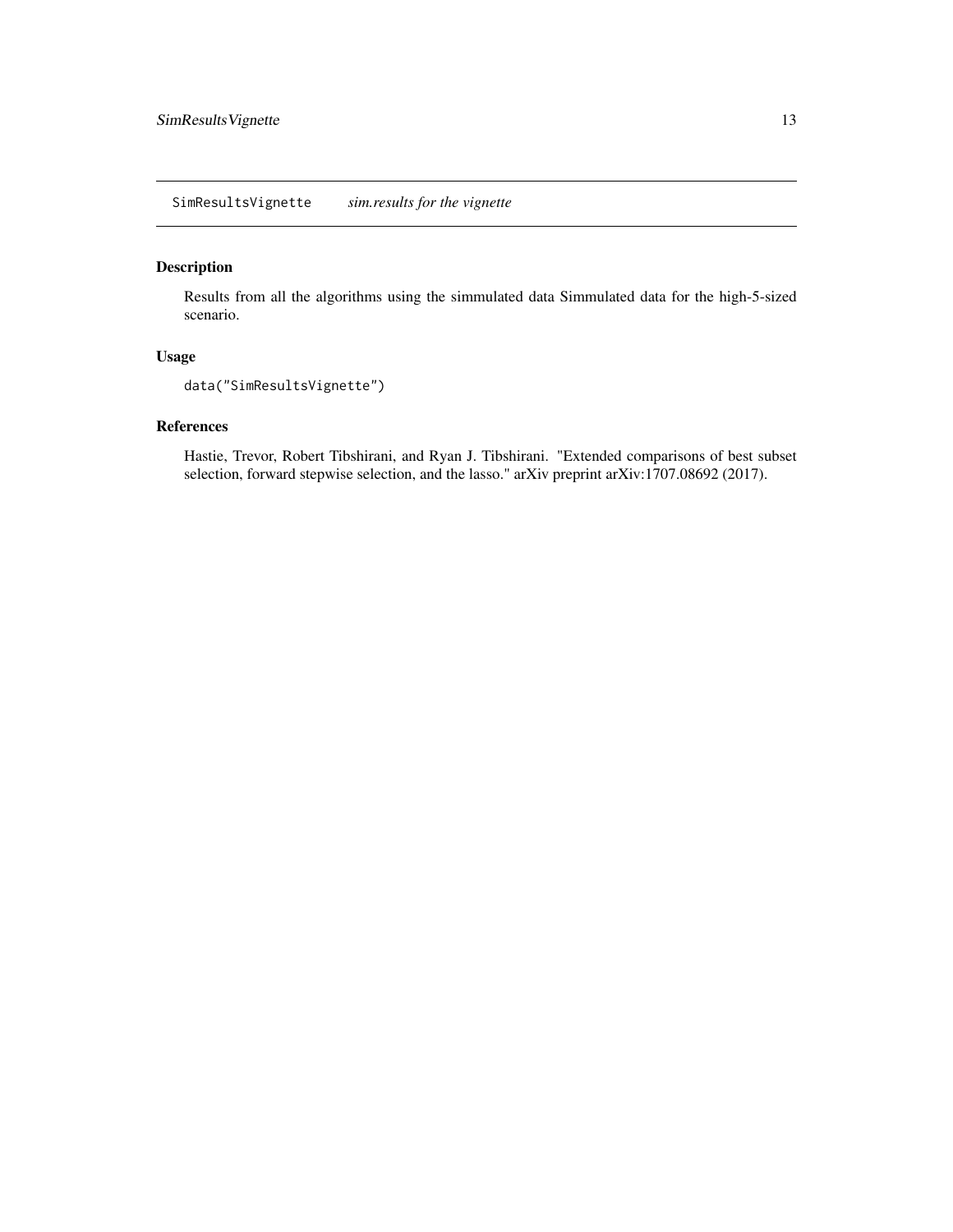## SimResultsVignette *sim.results for the vignette*

### Description

Results from all the algorithms using the simmulated data Simmulated data for the high-5-sized scenario.

### Usage

```
data("SimResultsVignette")
```

### References

Hastie, Trevor, Robert Tibshirani, and Ryan J. Tibshirani. "Extended comparisons of best subset selection, forward stepwise selection, and the lasso." arXiv preprint arXiv:1707.08692 (2017).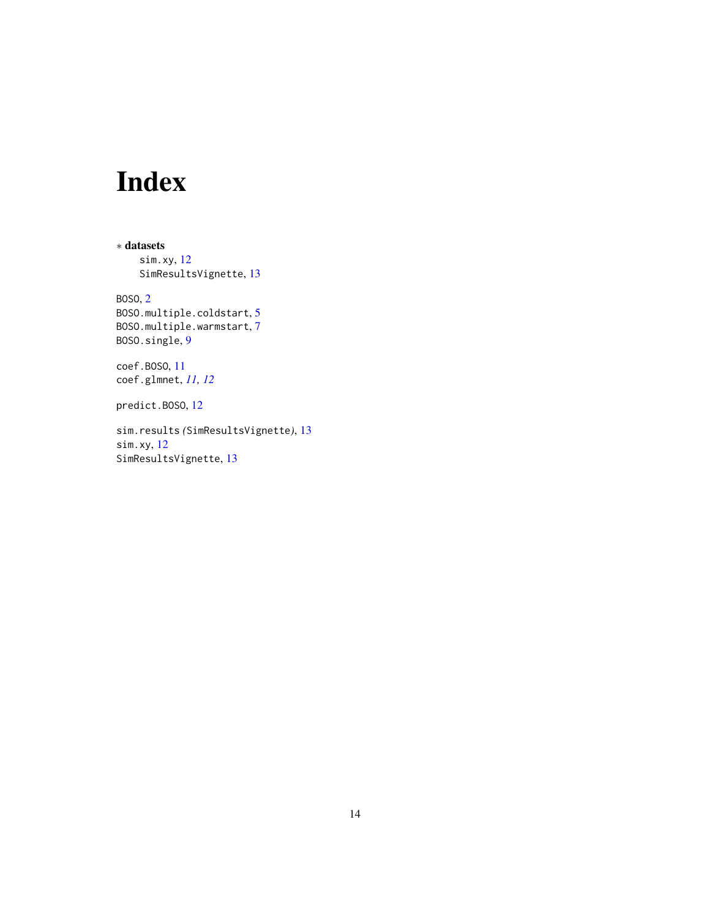# Index

∗ **datasets**

sim.xy, 12
SimResultsVignette, 13

BOSO, 2
BOSO.multiple.coldstart, 5
BOSO.multiple.warmstart, 7
BOSO.single, 9

coef.BOSO, 11
coef.glmnet, *11, 12*

predict.BOSO, 12

sim.results *(*SimResultsVignette*)*, 13
sim.xy, 12
SimResultsVignette, 13